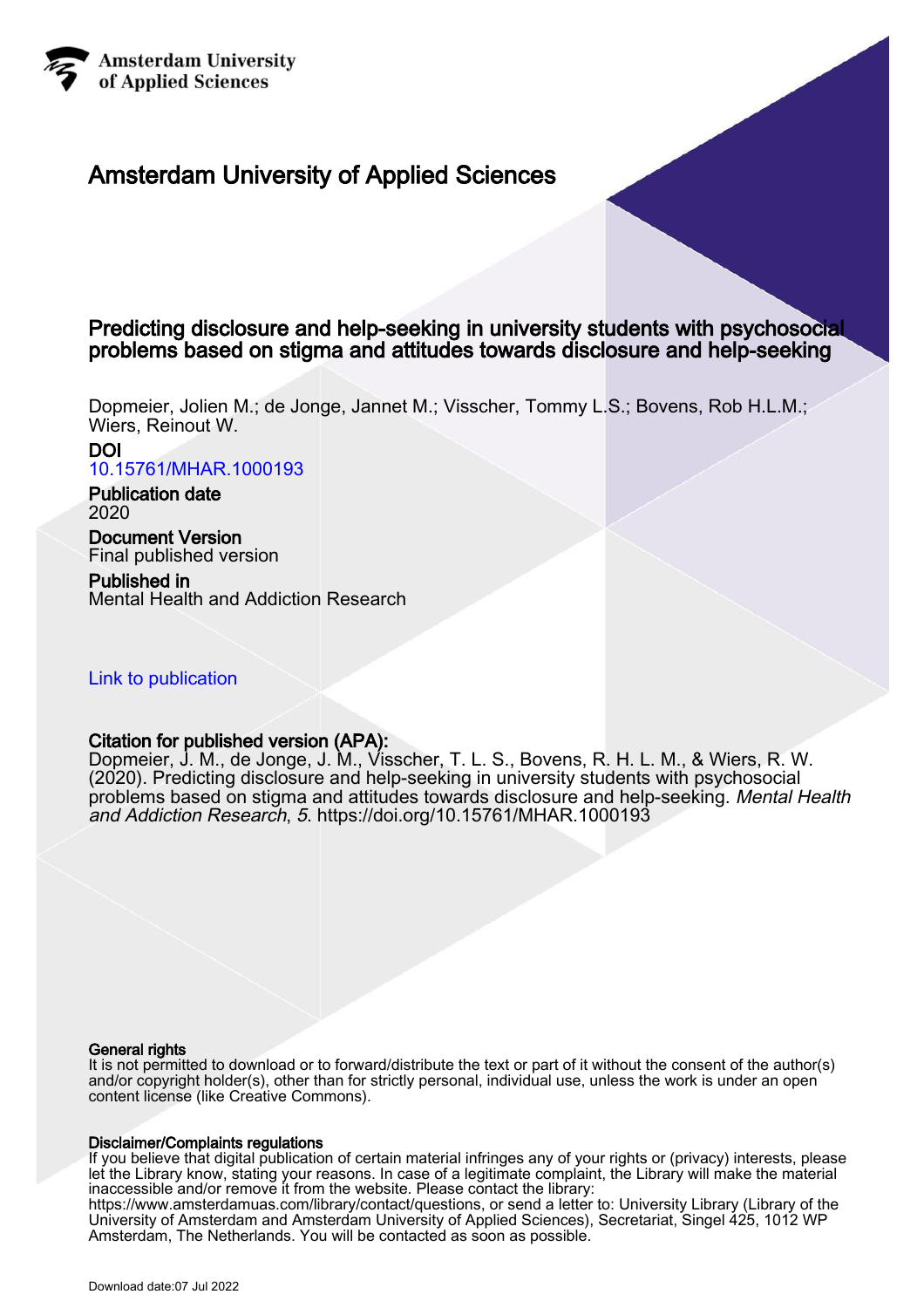Amsterdam University of Applied Sciences

# Amsterdam University of Applied Sciences

## Predicting disclosure and help-seeking in university students with psychosocial problems based on stigma and attitudes towards disclosure and help-seeking

Dopmeier, Jolien M.; de Jonge, Jannet M.; Visscher, Tommy L.S.; Bovens, Rob H.L.M.; Wiers, Reinout W.

**DOI**
10.15761/MHAR.1000193

**Publication date**
2020

**Document Version**
Final published version

**Published in**
Mental Health and Addiction Research

Link to publication

**Citation for published version (APA):**
Dopmeier, J. M., de Jonge, J. M., Visscher, T. L. S., Bovens, R. H. L. M., & Wiers, R. W. (2020). Predicting disclosure and help-seeking in university students with psychosocial problems based on stigma and attitudes towards disclosure and help-seeking. *Mental Health and Addiction Research*, *5*. https://doi.org/10.15761/MHAR.1000193

**General rights**
It is not permitted to download or to forward/distribute the text or part of it without the consent of the author(s) and/or copyright holder(s), other than for strictly personal, individual use, unless the work is under an open content license (like Creative Commons).

**Disclaimer/Complaints regulations**
If you believe that digital publication of certain material infringes any of your rights or (privacy) interests, please let the Library know, stating your reasons. In case of a legitimate complaint, the Library will make the material inaccessible and/or remove it from the website. Please contact the library: https://www.amsterdamuas.com/library/contact/questions, or send a letter to: University Library (Library of the University of Amsterdam and Amsterdam University of Applied Sciences), Secretariat, Singel 425, 1012 WP Amsterdam, The Netherlands. You will be contacted as soon as possible.

Download date:07 Jul 2022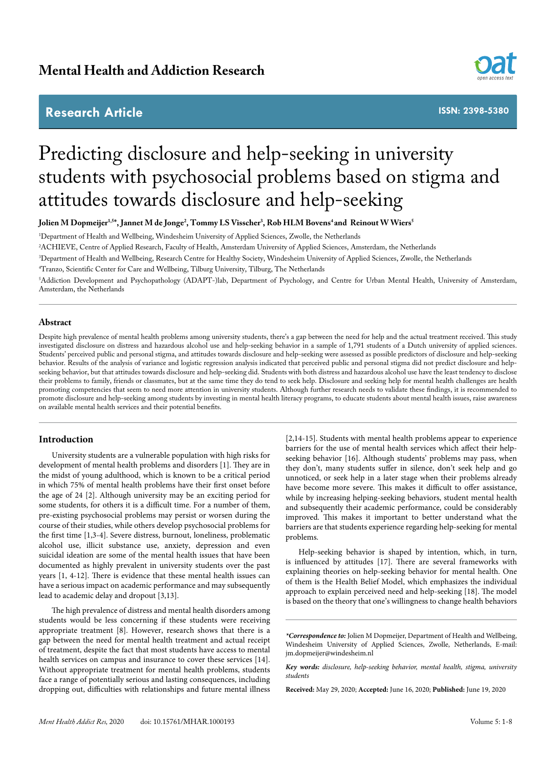# Predicting disclosure and help-seeking in university students with psychosocial problems based on stigma and attitudes towards disclosure and help-seeking

**Jolien M Dopmeijer[1,5]*, Jannet M de Jonge[2], Tommy LS Visscher[3], Rob HLM Bovens[4] and Reinout W Wiers[5]**

[1]Department of Health and Wellbeing, Windesheim University of Applied Sciences, Zwolle, the Netherlands

[2]ACHIEVE, Centre of Applied Research, Faculty of Health, Amsterdam University of Applied Sciences, Amsterdam, the Netherlands

[3]Department of Health and Wellbeing, Research Centre for Healthy Society, Windesheim University of Applied Sciences, Zwolle, the Netherlands

[4]Tranzo, Scientific Center for Care and Wellbeing, Tilburg University, Tilburg, The Netherlands

[5]Addiction Development and Psychopathology (ADAPT-)lab, Department of Psychology, and Centre for Urban Mental Health, University of Amsterdam, Amsterdam, the Netherlands

## Abstract

Despite high prevalence of mental health problems among university students, there's a gap between the need for help and the actual treatment received. This study investigated disclosure on distress and hazardous alcohol use and help-seeking behavior in a sample of 1,791 students of a Dutch university of applied sciences. Students' perceived public and personal stigma, and attitudes towards disclosure and help-seeking were assessed as possible predictors of disclosure and help-seeking behavior. Results of the analysis of variance and logistic regression analysis indicated that perceived public and personal stigma did not predict disclosure and help-seeking behavior, but that attitudes towards disclosure and help-seeking did. Students with both distress and hazardous alcohol use have the least tendency to disclose their problems to family, friends or classmates, but at the same time they do tend to seek help. Disclosure and seeking help for mental health challenges are health promoting competencies that seem to need more attention in university students. Although further research needs to validate these findings, it is recommended to promote disclosure and help-seeking among students by investing in mental health literacy programs, to educate students about mental health issues, raise awareness on available mental health services and their potential benefits.

## Introduction

University students are a vulnerable population with high risks for development of mental health problems and disorders [1]. They are in the midst of young adulthood, which is known to be a critical period in which 75% of mental health problems have their first onset before the age of 24 [2]. Although university may be an exciting period for some students, for others it is a difficult time. For a number of them, pre-existing psychosocial problems may persist or worsen during the course of their studies, while others develop psychosocial problems for the first time [1,3-4]. Severe distress, burnout, loneliness, problematic alcohol use, illicit substance use, anxiety, depression and even suicidal ideation are some of the mental health issues that have been documented as highly prevalent in university students over the past years [1, 4-12]. There is evidence that these mental health issues can have a serious impact on academic performance and may subsequently lead to academic delay and dropout [3,13].

The high prevalence of distress and mental health disorders among students would be less concerning if these students were receiving appropriate treatment [8]. However, research shows that there is a gap between the need for mental health treatment and actual receipt of treatment, despite the fact that most students have access to mental health services on campus and insurance to cover these services [14]. Without appropriate treatment for mental health problems, students face a range of potentially serious and lasting consequences, including dropping out, difficulties with relationships and future mental illness [2,14-15]. Students with mental health problems appear to experience barriers for the use of mental health services which affect their help-seeking behavior [16]. Although students' problems may pass, when they don't, many students suffer in silence, don't seek help and go unnoticed, or seek help in a later stage when their problems already have become more severe. This makes it difficult to offer assistance, while by increasing helping-seeking behaviors, student mental health and subsequently their academic performance, could be considerably improved. This makes it important to better understand what the barriers are that students experience regarding help-seeking for mental problems.

Help-seeking behavior is shaped by intention, which, in turn, is influenced by attitudes [17]. There are several frameworks with explaining theories on help-seeking behavior for mental health. One of them is the Health Belief Model, which emphasizes the individual approach to explain perceived need and help-seeking [18]. The model is based on the theory that one's willingness to change health behaviors

***Correspondence to:** Jolien M Dopmeijer, Department of Health and Wellbeing, Windesheim University of Applied Sciences, Zwolle, Netherlands, E-mail: jm.dopmeijer@windesheim.nl

***Key words:*** *disclosure, help-seeking behavior, mental health, stigma, university students*

**Received:** May 29, 2020; **Accepted:** June 16, 2020; **Published:** June 19, 2020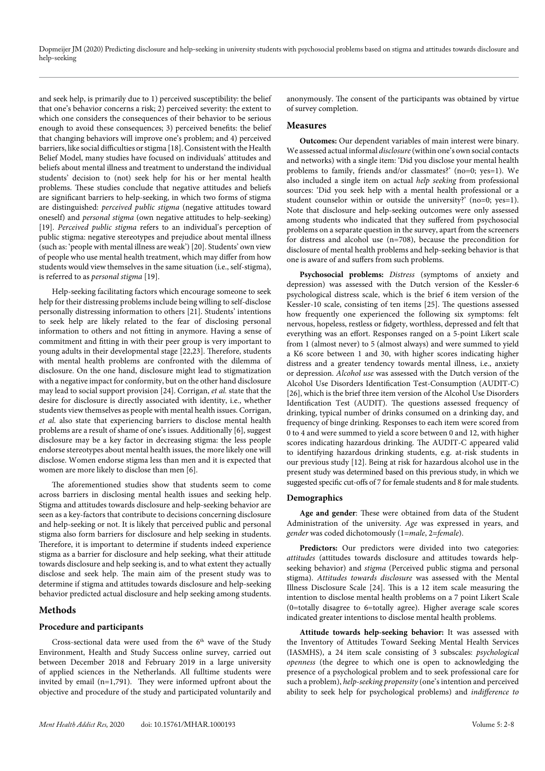and seek help, is primarily due to 1) perceived susceptibility: the belief that one's behavior concerns a risk; 2) perceived severity: the extent to which one considers the consequences of their behavior to be serious enough to avoid these consequences; 3) perceived benefits: the belief that changing behaviors will improve one's problem; and 4) perceived barriers, like social difficulties or stigma [18]. Consistent with the Health Belief Model, many studies have focused on individuals' attitudes and beliefs about mental illness and treatment to understand the individual students' decision to (not) seek help for his or her mental health problems. These studies conclude that negative attitudes and beliefs are significant barriers to help-seeking, in which two forms of stigma are distinguished: *perceived public stigma* (negative attitudes toward oneself) and *personal stigma* (own negative attitudes to help-seeking) [19]. *Perceived public stigma* refers to an individual's perception of public stigma: negative stereotypes and prejudice about mental illness (such as: 'people with mental illness are weak') [20]. Students' own view of people who use mental health treatment, which may differ from how students would view themselves in the same situation (i.e., self-stigma), is referred to as *personal stigma* [19].

Help-seeking facilitating factors which encourage someone to seek help for their distressing problems include being willing to self-disclose personally distressing information to others [21]. Students' intentions to seek help are likely related to the fear of disclosing personal information to others and not fitting in anymore. Having a sense of commitment and fitting in with their peer group is very important to young adults in their developmental stage [22,23]. Therefore, students with mental health problems are confronted with the dilemma of disclosure. On the one hand, disclosure might lead to stigmatization with a negative impact for conformity, but on the other hand disclosure may lead to social support provision [24]. Corrigan, *et al.* state that the desire for disclosure is directly associated with identity, i.e., whether students view themselves as people with mental health issues. Corrigan, *et al.* also state that experiencing barriers to disclose mental health problems are a result of shame of one's issues. Additionally [6], suggest disclosure may be a key factor in decreasing stigma: the less people endorse stereotypes about mental health issues, the more likely one will disclose. Women endorse stigma less than men and it is expected that women are more likely to disclose than men [6].

The aforementioned studies show that students seem to come across barriers in disclosing mental health issues and seeking help. Stigma and attitudes towards disclosure and help-seeking behavior are seen as a key-factors that contribute to decisions concerning disclosure and help-seeking or not. It is likely that perceived public and personal stigma also form barriers for disclosure and help seeking in students. Therefore, it is important to determine if students indeed experience stigma as a barrier for disclosure and help seeking, what their attitude towards disclosure and help seeking is, and to what extent they actually disclose and seek help. The main aim of the present study was to determine if stigma and attitudes towards disclosure and help-seeking behavior predicted actual disclosure and help seeking among students.

## Methods

### Procedure and participants

Cross-sectional data were used from the 6th wave of the Study Environment, Health and Study Success online survey, carried out between December 2018 and February 2019 in a large university of applied sciences in the Netherlands. All fulltime students were invited by email (n=1,791). They were informed upfront about the objective and procedure of the study and participated voluntarily and anonymously. The consent of the participants was obtained by virtue of survey completion.

### Measures

**Outcomes:** Our dependent variables of main interest were binary. We assessed actual informal *disclosure* (within one's own social contacts and networks) with a single item: 'Did you disclose your mental health problems to family, friends and/or classmates?' (no=0; yes=1). We also included a single item on actual *help seeking* from professional sources: 'Did you seek help with a mental health professional or a student counselor within or outside the university?' (no=0; yes=1). Note that disclosure and help-seeking outcomes were only assessed among students who indicated that they suffered from psychosocial problems on a separate question in the survey, apart from the screeners for distress and alcohol use (n=708), because the precondition for disclosure of mental health problems and help-seeking behavior is that one is aware of and suffers from such problems.

**Psychosocial problems:** *Distress* (symptoms of anxiety and depression) was assessed with the Dutch version of the Kessler-6 psychological distress scale, which is the brief 6 item version of the Kessler-10 scale, consisting of ten items [25]. The questions assessed how frequently one experienced the following six symptoms: felt nervous, hopeless, restless or fidgety, worthless, depressed and felt that everything was an effort. Responses ranged on a 5-point Likert scale from 1 (almost never) to 5 (almost always) and were summed to yield a K6 score between 1 and 30, with higher scores indicating higher distress and a greater tendency towards mental illness, i.e., anxiety or depression. *Alcohol use* was assessed with the Dutch version of the Alcohol Use Disorders Identification Test-Consumption (AUDIT-C) [26], which is the brief three item version of the Alcohol Use Disorders Identification Test (AUDIT). The questions assessed frequency of drinking, typical number of drinks consumed on a drinking day, and frequency of binge drinking. Responses to each item were scored from 0 to 4 and were summed to yield a score between 0 and 12, with higher scores indicating hazardous drinking. The AUDIT-C appeared valid to identifying hazardous drinking students, e.g. at-risk students in our previous study [12]. Being at risk for hazardous alcohol use in the present study was determined based on this previous study, in which we suggested specific cut-offs of 7 for female students and 8 for male students.

### Demographics

**Age and gender**: These were obtained from data of the Student Administration of the university. *Age* was expressed in years, and *gender* was coded dichotomously (1=*male*, 2=*female*).

**Predictors:** Our predictors were divided into two categories: *attitudes* (attitudes towards disclosure and attitudes towards help-seeking behavior) and *stigma* (Perceived public stigma and personal stigma). *Attitudes towards disclosure* was assessed with the Mental Illness Disclosure Scale [24]. This is a 12 item scale measuring the intention to disclose mental health problems on a 7 point Likert Scale (0=totally disagree to 6=totally agree). Higher average scale scores indicated greater intentions to disclose mental health problems.

**Attitude towards help-seeking behavior:** It was assessed with the Inventory of Attitudes Toward Seeking Mental Health Services (IASMHS), a 24 item scale consisting of 3 subscales: *psychological openness* (the degree to which one is open to acknowledging the presence of a psychological problem and to seek professional care for such a problem), *help-seeking propensity* (one's intention and perceived ability to seek help for psychological problems) and *indifference to*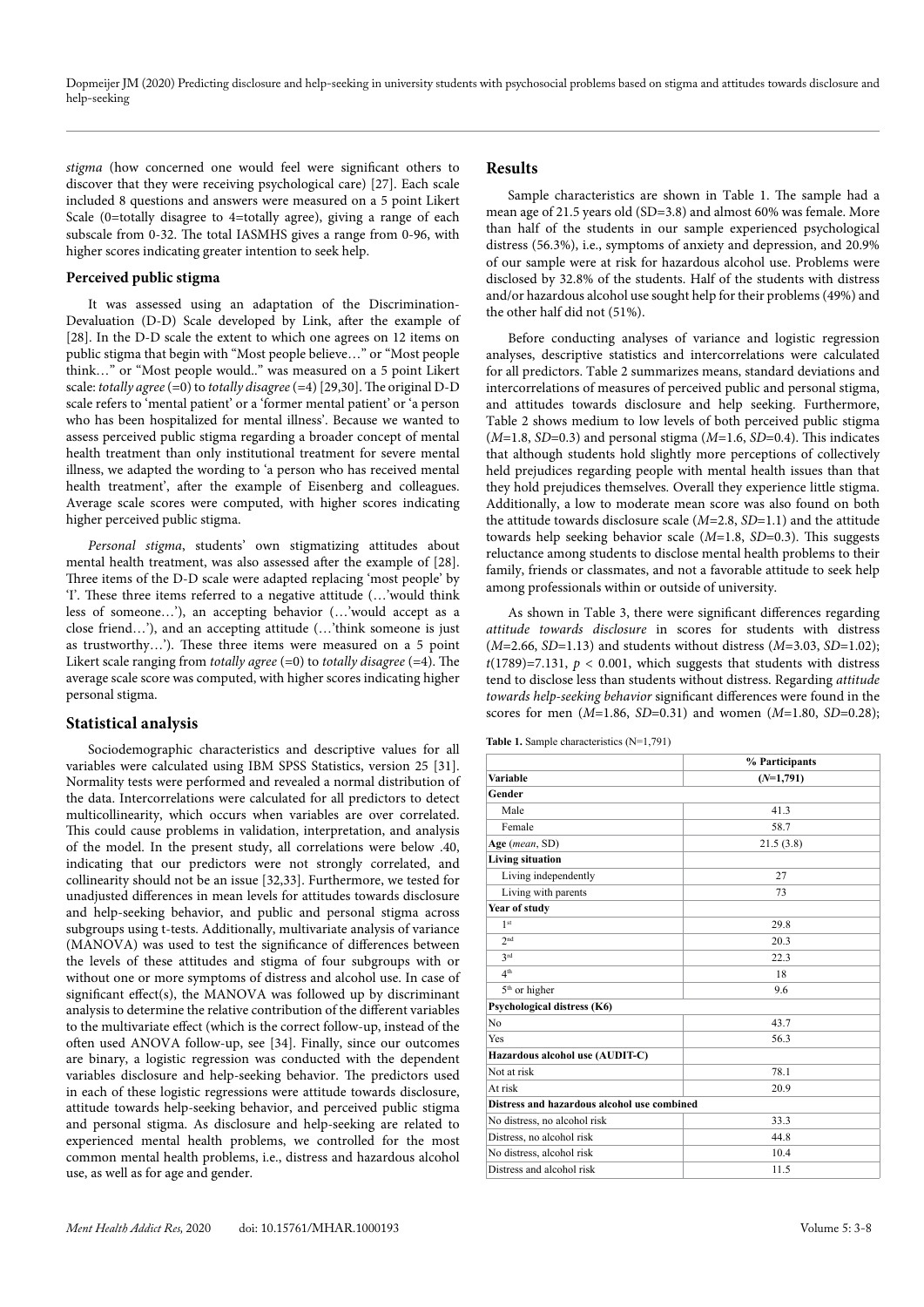*stigma* (how concerned one would feel were significant others to discover that they were receiving psychological care) [27]. Each scale included 8 questions and answers were measured on a 5 point Likert Scale (0=totally disagree to 4=totally agree), giving a range of each subscale from 0-32. The total IASMHS gives a range from 0-96, with higher scores indicating greater intention to seek help.

### Perceived public stigma

It was assessed using an adaptation of the Discrimination-Devaluation (D-D) Scale developed by Link, after the example of [28]. In the D-D scale the extent to which one agrees on 12 items on public stigma that begin with "Most people believe…" or "Most people think…" or "Most people would.." was measured on a 5 point Likert scale: *totally agree* (=0) to *totally disagree* (=4) [29,30]. The original D-D scale refers to 'mental patient' or a 'former mental patient' or 'a person who has been hospitalized for mental illness'. Because we wanted to assess perceived public stigma regarding a broader concept of mental health treatment than only institutional treatment for severe mental illness, we adapted the wording to 'a person who has received mental health treatment', after the example of Eisenberg and colleagues. Average scale scores were computed, with higher scores indicating higher perceived public stigma.

*Personal stigma*, students' own stigmatizing attitudes about mental health treatment, was also assessed after the example of [28]. Three items of the D-D scale were adapted replacing 'most people' by 'I'. These three items referred to a negative attitude (…'would think less of someone…'), an accepting behavior (…'would accept as a close friend…'), and an accepting attitude (…'think someone is just as trustworthy…'). These three items were measured on a 5 point Likert scale ranging from *totally agree* (=0) to *totally disagree* (=4). The average scale score was computed, with higher scores indicating higher personal stigma.

## Statistical analysis

Sociodemographic characteristics and descriptive values for all variables were calculated using IBM SPSS Statistics, version 25 [31]. Normality tests were performed and revealed a normal distribution of the data. Intercorrelations were calculated for all predictors to detect multicollinearity, which occurs when variables are over correlated. This could cause problems in validation, interpretation, and analysis of the model. In the present study, all correlations were below .40, indicating that our predictors were not strongly correlated, and collinearity should not be an issue [32,33]. Furthermore, we tested for unadjusted differences in mean levels for attitudes towards disclosure and help-seeking behavior, and public and personal stigma across subgroups using t-tests. Additionally, multivariate analysis of variance (MANOVA) was used to test the significance of differences between the levels of these attitudes and stigma of four subgroups with or without one or more symptoms of distress and alcohol use. In case of significant effect(s), the MANOVA was followed up by discriminant analysis to determine the relative contribution of the different variables to the multivariate effect (which is the correct follow-up, instead of the often used ANOVA follow-up, see [34]. Finally, since our outcomes are binary, a logistic regression was conducted with the dependent variables disclosure and help-seeking behavior. The predictors used in each of these logistic regressions were attitude towards disclosure, attitude towards help-seeking behavior, and perceived public stigma and personal stigma. As disclosure and help-seeking are related to experienced mental health problems, we controlled for the most common mental health problems, i.e., distress and hazardous alcohol use, as well as for age and gender.

## Results

Sample characteristics are shown in Table 1. The sample had a mean age of 21.5 years old (SD=3.8) and almost 60% was female. More than half of the students in our sample experienced psychological distress (56.3%), i.e., symptoms of anxiety and depression, and 20.9% of our sample were at risk for hazardous alcohol use. Problems were disclosed by 32.8% of the students. Half of the students with distress and/or hazardous alcohol use sought help for their problems (49%) and the other half did not (51%).

Before conducting analyses of variance and logistic regression analyses, descriptive statistics and intercorrelations were calculated for all predictors. Table 2 summarizes means, standard deviations and intercorrelations of measures of perceived public and personal stigma, and attitudes towards disclosure and help seeking. Furthermore, Table 2 shows medium to low levels of both perceived public stigma ($M$=1.8, $SD$=0.3) and personal stigma ($M$=1.6, $SD$=0.4). This indicates that although students hold slightly more perceptions of collectively held prejudices regarding people with mental health issues than that they hold prejudices themselves. Overall they experience little stigma. Additionally, a low to moderate mean score was also found on both the attitude towards disclosure scale ($M$=2.8, $SD$=1.1) and the attitude towards help seeking behavior scale ($M$=1.8, $SD$=0.3). This suggests reluctance among students to disclose mental health problems to their family, friends or classmates, and not a favorable attitude to seek help among professionals within or outside of university.

As shown in Table 3, there were significant differences regarding *attitude towards disclosure* in scores for students with distress ($M$=2.66, $SD$=1.13) and students without distress ($M$=3.03, $SD$=1.02); $t$(1789)=7.131, $p$ < 0.001, which suggests that students with distress tend to disclose less than students without distress. Regarding *attitude towards help-seeking behavior* significant differences were found in the scores for men ($M$=1.86, $SD$=0.31) and women ($M$=1.80, $SD$=0.28);

**Table 1.** Sample characteristics (N=1,791)

| | % Participants |
|---|---|
| **Variable** | **($N$=1,791)** |
| **Gender** | |
| Male | 41.3 |
| Female | 58.7 |
| **Age** (*mean*, SD) | 21.5 (3.8) |
| **Living situation** | |
| Living independently | 27 |
| Living with parents | 73 |
| **Year of study** | |
| 1st | 29.8 |
| 2nd | 20.3 |
| 3rd | 22.3 |
| 4th | 18 |
| 5th or higher | 9.6 |
| **Psychological distress (K6)** | |
| No | 43.7 |
| Yes | 56.3 |
| **Hazardous alcohol use (AUDIT-C)** | |
| Not at risk | 78.1 |
| At risk | 20.9 |
| **Distress and hazardous alcohol use combined** | |
| No distress, no alcohol risk | 33.3 |
| Distress, no alcohol risk | 44.8 |
| No distress, alcohol risk | 10.4 |
| Distress and alcohol risk | 11.5 |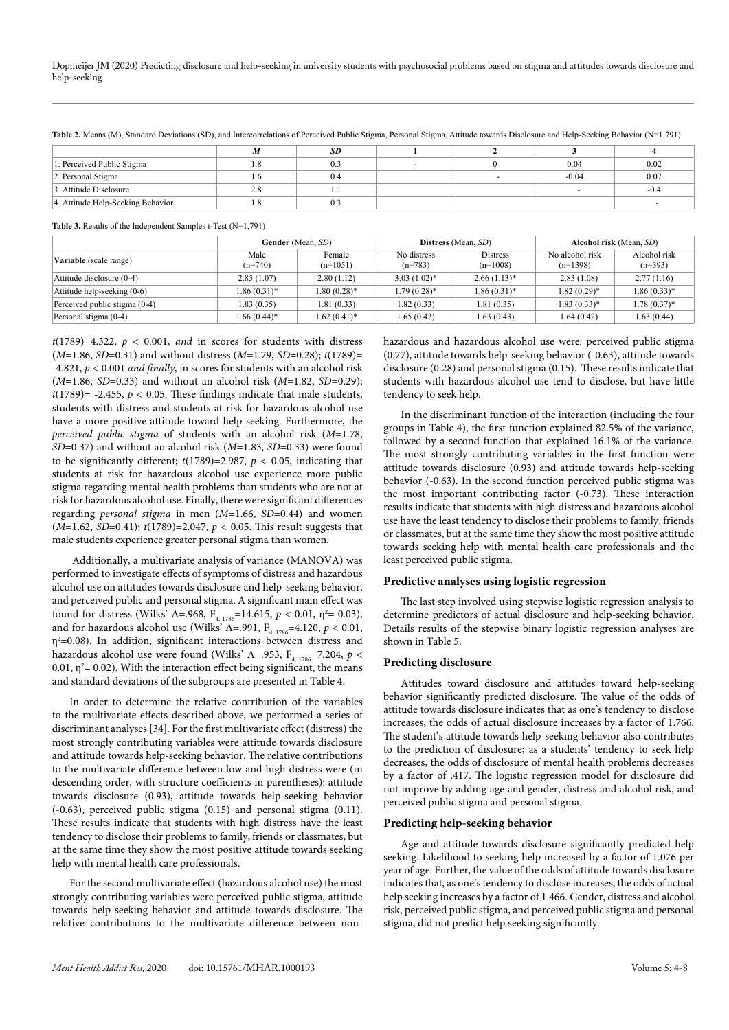**Table 2.** Means (M), Standard Deviations (SD), and Intercorrelations of Perceived Public Stigma, Personal Stigma, Attitude towards Disclosure and Help-Seeking Behavior (N=1,791)

| | *M* | *SD* | 1 | 2 | 3 | 4 |
|---|---|---|---|---|---|---|
| 1. Perceived Public Stigma | 1.8 | 0.3 | - | 0 | 0.04 | 0.02 |
| 2. Personal Stigma | 1.6 | 0.4 | | - | -0.04 | 0.07 |
| 3. Attitude Disclosure | 2.8 | 1.1 | | | - | -0.4 |
| 4. Attitude Help-Seeking Behavior | 1.8 | 0.3 | | | | - |

**Table 3.** Results of the Independent Samples t-Test (N=1,791)

| Variable (scale range) | Gender (Mean, *SD*) | | Distress (Mean, *SD*) | | Alcohol risk (Mean, *SD*) | |
|---|---|---|---|---|---|---|
| | Male (n=740) | Female (n=1051) | No distress (n=783) | Distress (n=1008) | No alcohol risk (n=1398) | Alcohol risk (n=393) |
| Attitude disclosure (0-4) | 2.85 (1.07) | 2.80 (1.12) | 3.03 (1.02)* | 2.66 (1.13)* | 2.83 (1.08) | 2.77 (1.16) |
| Attitude help-seeking (0-6) | 1.86 (0.31)* | 1.80 (0.28)* | 1.79 (0.28)* | 1.86 (0.31)* | 1.82 (0.29)* | 1.86 (0.33)* |
| Perceived public stigma (0-4) | 1.83 (0.35) | 1.81 (0.33) | 1.82 (0.33) | 1.81 (0.35) | 1.83 (0.33)* | 1.78 (0.37)* |
| Personal stigma (0-4) | 1.66 (0.44)* | 1.62 (0.41)* | 1.65 (0.42) | 1.63 (0.43) | 1.64 (0.42) | 1.63 (0.44) |

$t(1789)=4.322$, $p < 0.001$, *and* in scores for students with distress (*M*=1.86, *SD*=0.31) and without distress (*M*=1.79, *SD*=0.28); $t(1789)= -4.821$, $p < 0.001$ *and finally*, in scores for students with an alcohol risk (*M*=1.86, *SD*=0.33) and without an alcohol risk (*M*=1.82, *SD*=0.29); $t(1789)= -2.455$, $p < 0.05$. These findings indicate that male students, students with distress and students at risk for hazardous alcohol use have a more positive attitude toward help-seeking. Furthermore, the *perceived public stigma* of students with an alcohol risk (*M*=1.78, *SD*=0.37) and without an alcohol risk (*M*=1.83, *SD*=0.33) were found to be significantly different; $t(1789)=2.987$, $p < 0.05$, indicating that students at risk for hazardous alcohol use experience more public stigma regarding mental health problems than students who are not at risk for hazardous alcohol use. Finally, there were significant differences regarding *personal stigma* in men (*M*=1.66, *SD*=0.44) and women (*M*=1.62, *SD*=0.41); $t(1789)=2.047$, $p < 0.05$. This result suggests that male students experience greater personal stigma than women.

Additionally, a multivariate analysis of variance (MANOVA) was performed to investigate effects of symptoms of distress and hazardous alcohol use on attitudes towards disclosure and help-seeking behavior, and perceived public and personal stigma. A significant main effect was found for distress (Wilks' $\Lambda$=.968, $F_{4, 1786}=14.615$, $p < 0.01$, $\eta^2= 0.03$), and for hazardous alcohol use (Wilks' $\Lambda$=.991, $F_{4, 1786}=4.120$, $p < 0.01$, $\eta^2=0.08$). In addition, significant interactions between distress and hazardous alcohol use were found (Wilks' $\Lambda$=.953, $F_{4, 1786}=7.204$, $p < 0.01$, $\eta^2= 0.02$). With the interaction effect being significant, the means and standard deviations of the subgroups are presented in Table 4.

In order to determine the relative contribution of the variables to the multivariate effects described above, we performed a series of discriminant analyses [34]. For the first multivariate effect (distress) the most strongly contributing variables were attitude towards disclosure and attitude towards help-seeking behavior. The relative contributions to the multivariate difference between low and high distress were (in descending order, with structure coefficients in parentheses): attitude towards disclosure (0.93), attitude towards help-seeking behavior (-0.63), perceived public stigma (0.15) and personal stigma (0.11). These results indicate that students with high distress have the least tendency to disclose their problems to family, friends or classmates, but at the same time they show the most positive attitude towards seeking help with mental health care professionals.

For the second multivariate effect (hazardous alcohol use) the most strongly contributing variables were perceived public stigma, attitude towards help-seeking behavior and attitude towards disclosure. The relative contributions to the multivariate difference between non-hazardous and hazardous alcohol use were: perceived public stigma (0.77), attitude towards help-seeking behavior (-0.63), attitude towards disclosure (0.28) and personal stigma (0.15). These results indicate that students with hazardous alcohol use tend to disclose, but have little tendency to seek help.

In the discriminant function of the interaction (including the four groups in Table 4), the first function explained 82.5% of the variance, followed by a second function that explained 16.1% of the variance. The most strongly contributing variables in the first function were attitude towards disclosure (0.93) and attitude towards help-seeking behavior (-0.63). In the second function perceived public stigma was the most important contributing factor (-0.73). These interaction results indicate that students with high distress and hazardous alcohol use have the least tendency to disclose their problems to family, friends or classmates, but at the same time they show the most positive attitude towards seeking help with mental health care professionals and the least perceived public stigma.

## Predictive analyses using logistic regression

The last step involved using stepwise logistic regression analysis to determine predictors of actual disclosure and help-seeking behavior. Details results of the stepwise binary logistic regression analyses are shown in Table 5.

## Predicting disclosure

Attitudes toward disclosure and attitudes toward help-seeking behavior significantly predicted disclosure. The value of the odds of attitude towards disclosure indicates that as one's tendency to disclose increases, the odds of actual disclosure increases by a factor of 1.766. The student's attitude towards help-seeking behavior also contributes to the prediction of disclosure; as a students' tendency to seek help decreases, the odds of disclosure of mental health problems decreases by a factor of .417. The logistic regression model for disclosure did not improve by adding age and gender, distress and alcohol risk, and perceived public stigma and personal stigma.

## Predicting help-seeking behavior

Age and attitude towards disclosure significantly predicted help seeking. Likelihood to seeking help increased by a factor of 1.076 per year of age. Further, the value of the odds of attitude towards disclosure indicates that, as one's tendency to disclose increases, the odds of actual help seeking increases by a factor of 1.466. Gender, distress and alcohol risk, perceived public stigma, and perceived public stigma and personal stigma, did not predict help seeking significantly.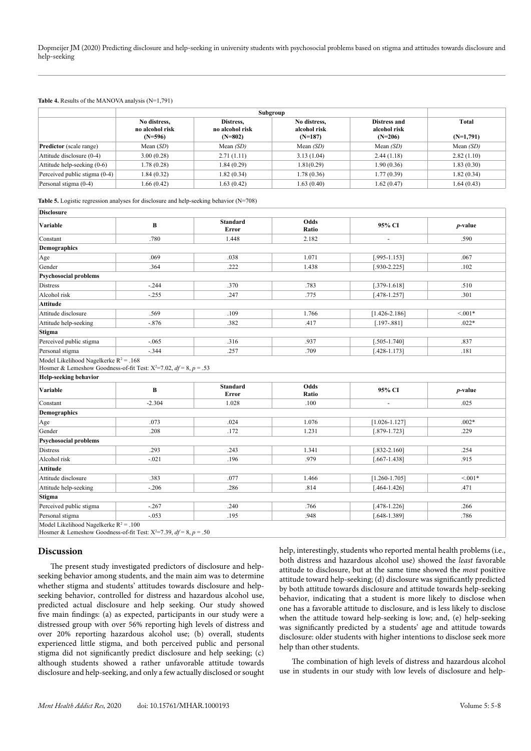**Table 4.** Results of the MANOVA analysis (N=1,791)

| | Subgroup | | | | |
|---|---|---|---|---|---|
| | No distress, no alcohol risk (N=596) | Distress, no alcohol risk (N=802) | No distress, alcohol risk (N=187) | Distress and alcohol risk (N=206) | Total (N=1,791) |
| **Predictor** (scale range) | Mean (*SD*) | Mean *(SD)* | Mean *(SD)* | Mean *(SD)* | Mean *(SD)* |
| Attitude disclosure (0-4) | 3.00 (0.28) | 2.71 (1.11) | 3.13 (1.04) | 2.44 (1.18) | 2.82 (1.10) |
| Attitude help-seeking (0-6) | 1.78 (0.28) | 1.84 (0.29) | 1.81(0.29) | 1.90 (0.36) | 1.83 (0.30) |
| Perceived public stigma (0-4) | 1.84 (0.32) | 1.82 (0.34) | 1.78 (0.36) | 1.77 (0.39) | 1.82 (0.34) |
| Personal stigma (0-4) | 1.66 (0.42) | 1.63 (0.42) | 1.63 (0.40) | 1.62 (0.47) | 1.64 (0.43) |

**Table 5.** Logistic regression analyses for disclosure and help-seeking behavior (N=708)

| **Disclosure** | | | | | |
|---|---|---|---|---|---|
| **Variable** | **B** | **Standard Error** | **Odds Ratio** | **95% CI** | ***p*-value** |
| Constant | .780 | 1.448 | 2.182 | - | .590 |
| **Demographics** | | | | | |
| Age | .069 | .038 | 1.071 | [.995-1.153] | .067 |
| Gender | .364 | .222 | 1.438 | [.930-2.225] | .102 |
| **Psychosocial problems** | | | | | |
| Distress | -.244 | .370 | .783 | [.379-1.618] | .510 |
| Alcohol risk | -.255 | .247 | .775 | [.478-1.257] | .301 |
| **Attitude** | | | | | |
| Attitude disclosure | .569 | .109 | 1.766 | [1.426-2.186] | <.001* |
| Attitude help-seeking | -.876 | .382 | .417 | [.197-.881] | .022* |
| **Stigma** | | | | | |
| Perceived public stigma | -.065 | .316 | .937 | [.505-1.740] | .837 |
| Personal stigma | -.344 | .257 | .709 | [.428-1.173] | .181 |
| Model Likelihood Nagelkerke $R^2$ = .168<br>Hosmer & Lemeshow Goodness-of-fit Test: $X^2$=7.02, *df* = 8, *p* = .53 | | | | | |
| **Help-seeking behavior** | | | | | |
| **Variable** | **B** | **Standard Error** | **Odds Ratio** | **95% CI** | ***p*-value** |
| Constant | -2.304 | 1.028 | .100 | - | .025 |
| **Demographics** | | | | | |
| Age | .073 | .024 | 1.076 | [1.026-1.127] | .002* |
| Gender | .208 | .172 | 1.231 | [.879-1.723] | .229 |
| **Psychosocial problems** | | | | | |
| Distress | .293 | .243 | 1.341 | [.832-2.160] | .254 |
| Alcohol risk | -.021 | .196 | .979 | [.667-1.438] | .915 |
| **Attitude** | | | | | |
| Attitude disclosure | .383 | .077 | 1.466 | [1.260-1.705] | <.001* |
| Attitude help-seeking | -.206 | .286 | .814 | [.464-1.426] | .471 |
| **Stigma** | | | | | |
| Perceived public stigma | -.267 | .240 | .766 | [.478-1.226] | .266 |
| Personal stigma | -.053 | .195 | .948 | [.648-1.389] | .786 |
| Model Likelihood Nagelkerke $R^2$ = .100<br>Hosmer & Lemeshow Goodness-of-fit Test: $X^2$=7.39, *df* = 8, *p* = .50 | | | | | |

## Discussion

The present study investigated predictors of disclosure and help-seeking behavior among students, and the main aim was to determine whether stigma and students' attitudes towards disclosure and help-seeking behavior, controlled for distress and hazardous alcohol use, predicted actual disclosure and help seeking. Our study showed five main findings: (a) as expected, participants in our study were a distressed group with over 56% reporting high levels of distress and over 20% reporting hazardous alcohol use; (b) overall, students experienced little stigma, and both perceived public and personal stigma did not significantly predict disclosure and help seeking; (c) although students showed a rather unfavorable attitude towards disclosure and help-seeking, and only a few actually disclosed or sought help, interestingly, students who reported mental health problems (i.e., both distress and hazardous alcohol use) showed the *least* favorable attitude to disclosure, but at the same time showed the *most* positive attitude toward help-seeking; (d) disclosure was significantly predicted by both attitude towards disclosure and attitude towards help-seeking behavior, indicating that a student is more likely to disclose when one has a favorable attitude to disclosure, and is less likely to disclose when the attitude toward help-seeking is low; and, (e) help-seeking was significantly predicted by a students' age and attitude towards disclosure: older students with higher intentions to disclose seek more help than other students.

The combination of high levels of distress and hazardous alcohol use in students in our study with low levels of disclosure and help-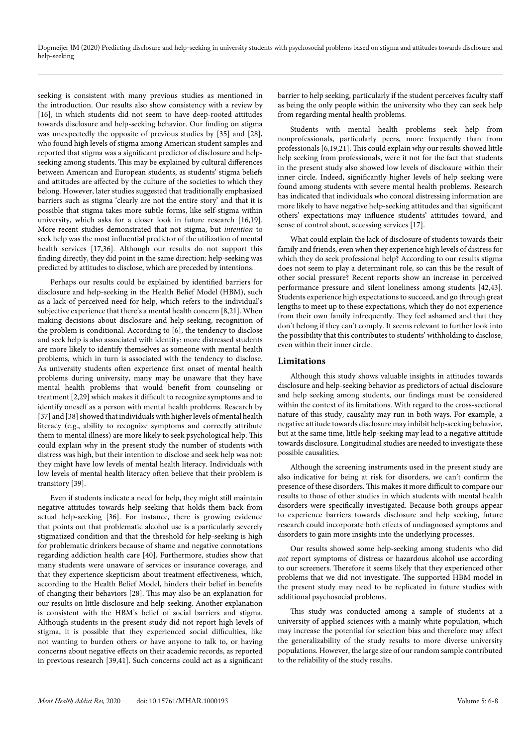seeking is consistent with many previous studies as mentioned in the introduction. Our results also show consistency with a review by [16], in which students did not seem to have deep-rooted attitudes towards disclosure and help-seeking behavior. Our finding on stigma was unexpectedly the opposite of previous studies by [35] and [28], who found high levels of stigma among American student samples and reported that stigma was a significant predictor of disclosure and help-seeking among students. This may be explained by cultural differences between American and European students, as students' stigma beliefs and attitudes are affected by the culture of the societies to which they belong. However, later studies suggested that traditionally emphasized barriers such as stigma 'clearly are not the entire story' and that it is possible that stigma takes more subtle forms, like self-stigma within university, which asks for a closer look in future research [16,19]. More recent studies demonstrated that not stigma, but *intention* to seek help was the most influential predictor of the utilization of mental health services [17,36]. Although our results do not support this finding directly, they did point in the same direction: help-seeking was predicted by attitudes to disclose, which are preceded by intentions.

Perhaps our results could be explained by identified barriers for disclosure and help-seeking in the Health Belief Model (HBM), such as a lack of perceived need for help, which refers to the individual's subjective experience that there's a mental health concern [8,21]. When making decisions about disclosure and help-seeking, recognition of the problem is conditional. According to [6], the tendency to disclose and seek help is also associated with identity: more distressed students are more likely to identify themselves as someone with mental health problems, which in turn is associated with the tendency to disclose. As university students often experience first onset of mental health problems during university, many may be unaware that they have mental health problems that would benefit from counseling or treatment [2,29] which makes it difficult to recognize symptoms and to identify oneself as a person with mental health problems. Research by [37] and [38] showed that individuals with higher levels of mental health literacy (e.g., ability to recognize symptoms and correctly attribute them to mental illness) are more likely to seek psychological help. This could explain why in the present study the number of students with distress was high, but their intention to disclose and seek help was not: they might have low levels of mental health literacy. Individuals with low levels of mental health literacy often believe that their problem is transitory [39].

Even if students indicate a need for help, they might still maintain negative attitudes towards help-seeking that holds them back from actual help-seeking [36]. For instance, there is growing evidence that points out that problematic alcohol use is a particularly severely stigmatized condition and that the threshold for help-seeking is high for problematic drinkers because of shame and negative connotations regarding addiction health care [40]. Furthermore, studies show that many students were unaware of services or insurance coverage, and that they experience skepticism about treatment effectiveness, which, according to the Health Belief Model, hinders their belief in benefits of changing their behaviors [28]. This may also be an explanation for our results on little disclosure and help-seeking. Another explanation is consistent with the HBM's belief of social barriers and stigma. Although students in the present study did not report high levels of stigma, it is possible that they experienced social difficulties, like not wanting to burden others or have anyone to talk to, or having concerns about negative effects on their academic records, as reported in previous research [39,41]. Such concerns could act as a significant barrier to help seeking, particularly if the student perceives faculty staff as being the only people within the university who they can seek help from regarding mental health problems.

Students with mental health problems seek help from nonprofessionals, particularly peers, more frequently than from professionals [6,19,21]. This could explain why our results showed little help seeking from professionals, were it not for the fact that students in the present study also showed low levels of disclosure within their inner circle. Indeed, significantly higher levels of help seeking were found among students with severe mental health problems. Research has indicated that individuals who conceal distressing information are more likely to have negative help-seeking attitudes and that significant others' expectations may influence students' attitudes toward, and sense of control about, accessing services [17].

What could explain the lack of disclosure of students towards their family and friends, even when they experience high levels of distress for which they do seek professional help? According to our results stigma does not seem to play a determinant role, so can this be the result of other social pressure? Recent reports show an increase in perceived performance pressure and silent loneliness among students [42,43]. Students experience high expectations to succeed, and go through great lengths to meet up to these expectations, which they do not experience from their own family infrequently. They feel ashamed and that they don't belong if they can't comply. It seems relevant to further look into the possibility that this contributes to students' withholding to disclose, even within their inner circle.

## Limitations

Although this study shows valuable insights in attitudes towards disclosure and help-seeking behavior as predictors of actual disclosure and help seeking among students, our findings must be considered within the context of its limitations. With regard to the cross-sectional nature of this study, causality may run in both ways. For example, a negative attitude towards disclosure may inhibit help-seeking behavior, but at the same time, little help-seeking may lead to a negative attitude towards disclosure. Longitudinal studies are needed to investigate these possible causalities.

Although the screening instruments used in the present study are also indicative for being at risk for disorders, we can't confirm the presence of these disorders. This makes it more difficult to compare our results to those of other studies in which students with mental health disorders were specifically investigated. Because both groups appear to experience barriers towards disclosure and help seeking, future research could incorporate both effects of undiagnosed symptoms and disorders to gain more insights into the underlying processes.

Our results showed some help-seeking among students who did *not* report symptoms of distress or hazardous alcohol use according to our screeners. Therefore it seems likely that they experienced other problems that we did not investigate. The supported HBM model in the present study may need to be replicated in future studies with additional psychosocial problems.

This study was conducted among a sample of students at a university of applied sciences with a mainly white population, which may increase the potential for selection bias and therefore may affect the generalizability of the study results to more diverse university populations. However, the large size of our random sample contributed to the reliability of the study results.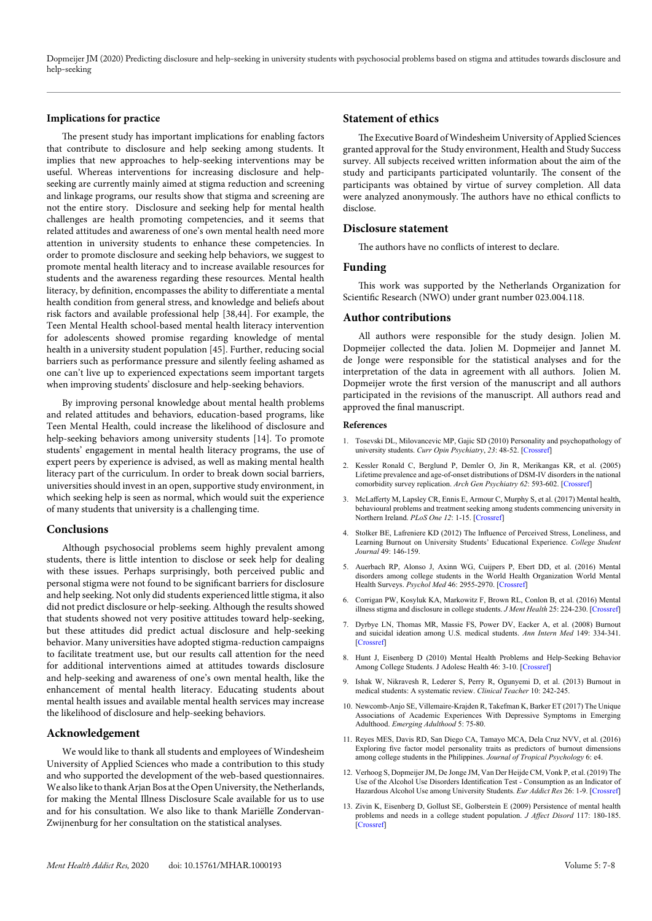## Implications for practice

The present study has important implications for enabling factors that contribute to disclosure and help seeking among students. It implies that new approaches to help-seeking interventions may be useful. Whereas interventions for increasing disclosure and help-seeking are currently mainly aimed at stigma reduction and screening and linkage programs, our results show that stigma and screening are not the entire story. Disclosure and seeking help for mental health challenges are health promoting competencies, and it seems that related attitudes and awareness of one's own mental health need more attention in university students to enhance these competencies. In order to promote disclosure and seeking help behaviors, we suggest to promote mental health literacy and to increase available resources for students and the awareness regarding these resources. Mental health literacy, by definition, encompasses the ability to differentiate a mental health condition from general stress, and knowledge and beliefs about risk factors and available professional help [38,44]. For example, the Teen Mental Health school-based mental health literacy intervention for adolescents showed promise regarding knowledge of mental health in a university student population [45]. Further, reducing social barriers such as performance pressure and silently feeling ashamed as one can't live up to experienced expectations seem important targets when improving students' disclosure and help-seeking behaviors.

By improving personal knowledge about mental health problems and related attitudes and behaviors, education-based programs, like Teen Mental Health, could increase the likelihood of disclosure and help-seeking behaviors among university students [14]. To promote students' engagement in mental health literacy programs, the use of expert peers by experience is advised, as well as making mental health literacy part of the curriculum. In order to break down social barriers, universities should invest in an open, supportive study environment, in which seeking help is seen as normal, which would suit the experience of many students that university is a challenging time.

## Conclusions

Although psychosocial problems seem highly prevalent among students, there is little intention to disclose or seek help for dealing with these issues. Perhaps surprisingly, both perceived public and personal stigma were not found to be significant barriers for disclosure and help seeking. Not only did students experienced little stigma, it also did not predict disclosure or help-seeking. Although the results showed that students showed not very positive attitudes toward help-seeking, but these attitudes did predict actual disclosure and help-seeking behavior. Many universities have adopted stigma-reduction campaigns to facilitate treatment use, but our results call attention for the need for additional interventions aimed at attitudes towards disclosure and help-seeking and awareness of one's own mental health, like the enhancement of mental health literacy. Educating students about mental health issues and available mental health services may increase the likelihood of disclosure and help-seeking behaviors.

## Acknowledgement

We would like to thank all students and employees of Windesheim University of Applied Sciences who made a contribution to this study and who supported the development of the web-based questionnaires. We also like to thank Arjan Bos at the Open University, the Netherlands, for making the Mental Illness Disclosure Scale available for us to use and for his consultation. We also like to thank Mariëlle Zondervan-Zwijnenburg for her consultation on the statistical analyses.

## Statement of ethics

The Executive Board of Windesheim University of Applied Sciences granted approval for the Study environment, Health and Study Success survey. All subjects received written information about the aim of the study and participants participated voluntarily. The consent of the participants was obtained by virtue of survey completion. All data were analyzed anonymously. The authors have no ethical conflicts to disclose.

## Disclosure statement

The authors have no conflicts of interest to declare.

## Funding

This work was supported by the Netherlands Organization for Scientific Research (NWO) under grant number 023.004.118.

## Author contributions

All authors were responsible for the study design. Jolien M. Dopmeijer collected the data. Jolien M. Dopmeijer and Jannet M. de Jonge were responsible for the statistical analyses and for the interpretation of the data in agreement with all authors. Jolien M. Dopmeijer wrote the first version of the manuscript and all authors participated in the revisions of the manuscript. All authors read and approved the final manuscript.

### References

1. Tosevski DL, Milovancevic MP, Gajic SD (2010) Personality and psychopathology of university students. *Curr Opin Psychiatry*, *23*: 48-52. [Crossref]
2. Kessler Ronald C, Berglund P, Demler O, Jin R, Merikangas KR, et al. (2005) Lifetime prevalence and age-of-onset distributions of DSM-IV disorders in the national comorbidity survey replication. *Arch Gen Psychiatry 62*: 593-602. [Crossref]
3. McLafferty M, Lapsley CR, Ennis E, Armour C, Murphy S, et al. (2017) Mental health, behavioural problems and treatment seeking among students commencing university in Northern Ireland. *PLoS One 12*: 1-15. [Crossref]
4. Stolker BE, Lafreniere KD (2012) The Influence of Perceived Stress, Loneliness, and Learning Burnout on University Students' Educational Experience. *College Student Journal* 49: 146-159.
5. Auerbach RP, Alonso J, Axinn WG, Cuijpers P, Ebert DD, et al. (2016) Mental disorders among college students in the World Health Organization World Mental Health Surveys. *Psychol Med* 46: 2955-2970. [Crossref]
6. Corrigan PW, Kosyluk KA, Markowitz F, Brown RL, Conlon B, et al. (2016) Mental illness stigma and disclosure in college students. *J Ment Health* 25: 224-230. [Crossref]
7. Dyrbye LN, Thomas MR, Massie FS, Power DV, Eacker A, et al. (2008) Burnout and suicidal ideation among U.S. medical students. *Ann Intern Med* 149: 334-341. [Crossref]
8. Hunt J, Eisenberg D (2010) Mental Health Problems and Help-Seeking Behavior Among College Students. J Adolesc Health 46: 3-10. [Crossref]
9. Ishak W, Nikravesh R, Lederer S, Perry R, Ogunyemi D, et al. (2013) Burnout in medical students: A systematic review. *Clinical Teacher* 10: 242-245.
10. Newcomb-Anjo SE, Villemaire-Krajden R, Takefman K, Barker ET (2017) The Unique Associations of Academic Experiences With Depressive Symptoms in Emerging Adulthood. *Emerging Adulthood* 5: 75-80.
11. Reyes MES, Davis RD, San Diego CA, Tamayo MCA, Dela Cruz NVV, et al. (2016) Exploring five factor model personality traits as predictors of burnout dimensions among college students in the Philippines. *Journal of Tropical Psychology* 6: e4.
12. Verhoog S, Dopmeijer JM, De Jonge JM, Van Der Heijde CM, Vonk P, et al. (2019) The Use of the Alcohol Use Disorders Identification Test - Consumption as an Indicator of Hazardous Alcohol Use among University Students. *Eur Addict Res* 26: 1-9. [Crossref]
13. Zivin K, Eisenberg D, Gollust SE, Golberstein E (2009) Persistence of mental health problems and needs in a college student population. *J Affect Disord* 117: 180-185. [Crossref]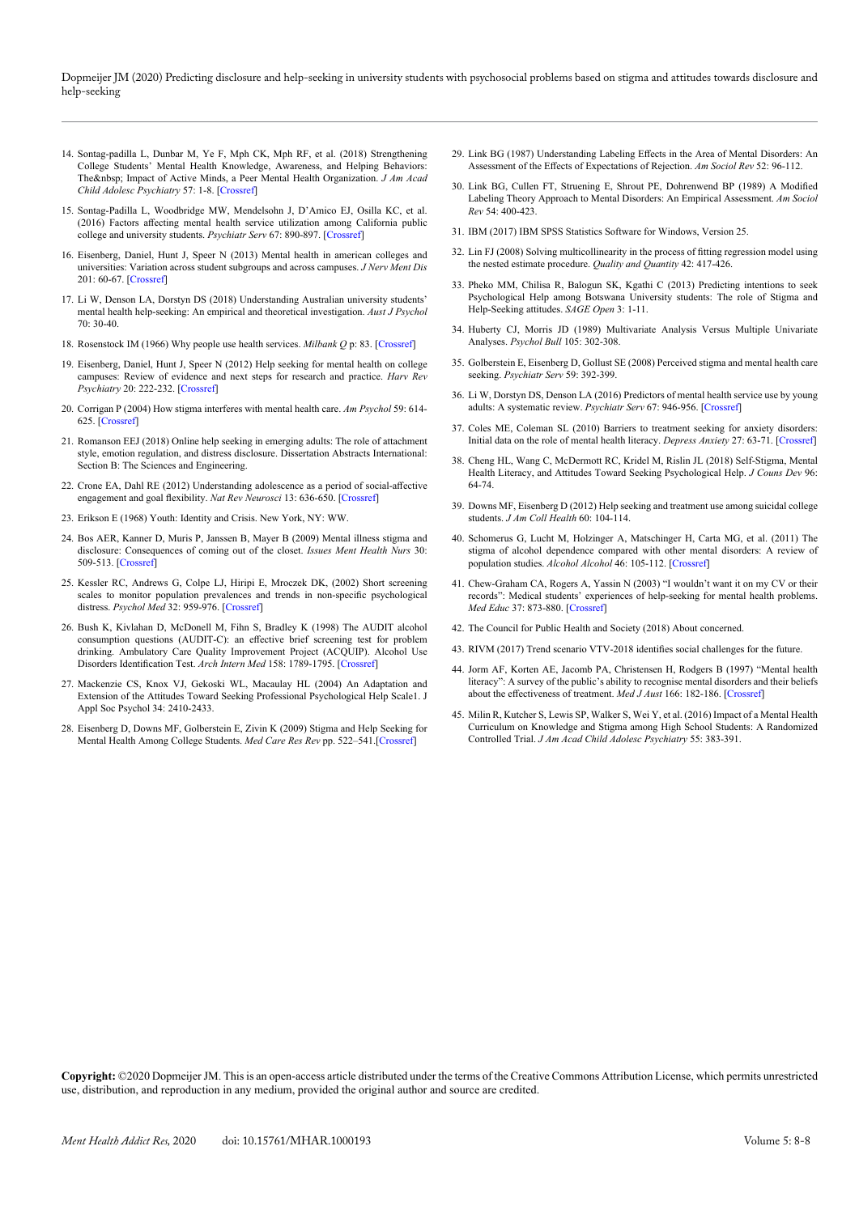14. Sontag-padilla L, Dunbar M, Ye F, Mph CK, Mph RF, et al. (2018) Strengthening College Students' Mental Health Knowledge, Awareness, and Helping Behaviors: The&nbsp; Impact of Active Minds, a Peer Mental Health Organization. *J Am Acad Child Adolesc Psychiatry* 57: 1-8. [Crossref]

15. Sontag-Padilla L, Woodbridge MW, Mendelsohn J, D'Amico EJ, Osilla KC, et al. (2016) Factors affecting mental health service utilization among California public college and university students. *Psychiatr Serv* 67: 890-897. [Crossref]

16. Eisenberg, Daniel, Hunt J, Speer N (2013) Mental health in american colleges and universities: Variation across student subgroups and across campuses. *J Nerv Ment Dis* 201: 60-67. [Crossref]

17. Li W, Denson LA, Dorstyn DS (2018) Understanding Australian university students' mental health help-seeking: An empirical and theoretical investigation. *Aust J Psychol* 70: 30-40.

18. Rosenstock IM (1966) Why people use health services. *Milbank Q* p: 83. [Crossref]

19. Eisenberg, Daniel, Hunt J, Speer N (2012) Help seeking for mental health on college campuses: Review of evidence and next steps for research and practice. *Harv Rev Psychiatry* 20: 222-232. [Crossref]

20. Corrigan P (2004) How stigma interferes with mental health care. *Am Psychol* 59: 614-625. [Crossref]

21. Romanson EEJ (2018) Online help seeking in emerging adults: The role of attachment style, emotion regulation, and distress disclosure. Dissertation Abstracts International: Section B: The Sciences and Engineering.

22. Crone EA, Dahl RE (2012) Understanding adolescence as a period of social-affective engagement and goal flexibility. *Nat Rev Neurosci* 13: 636-650. [Crossref]

23. Erikson E (1968) Youth: Identity and Crisis. New York, NY: WW.

24. Bos AER, Kanner D, Muris P, Janssen B, Mayer B (2009) Mental illness stigma and disclosure: Consequences of coming out of the closet. *Issues Ment Health Nurs* 30: 509-513. [Crossref]

25. Kessler RC, Andrews G, Colpe LJ, Hiripi E, Mroczek DK, (2002) Short screening scales to monitor population prevalences and trends in non-specific psychological distress. *Psychol Med* 32: 959-976. [Crossref]

26. Bush K, Kivlahan D, McDonell M, Fihn S, Bradley K (1998) The AUDIT alcohol consumption questions (AUDIT-C): an effective brief screening test for problem drinking. Ambulatory Care Quality Improvement Project (ACQUIP). Alcohol Use Disorders Identification Test. *Arch Intern Med* 158: 1789-1795. [Crossref]

27. Mackenzie CS, Knox VJ, Gekoski WL, Macaulay HL (2004) An Adaptation and Extension of the Attitudes Toward Seeking Professional Psychological Help Scale1. J Appl Soc Psychol 34: 2410-2433.

28. Eisenberg D, Downs MF, Golberstein E, Zivin K (2009) Stigma and Help Seeking for Mental Health Among College Students. *Med Care Res Rev* pp. 522–541.[Crossref]

29. Link BG (1987) Understanding Labeling Effects in the Area of Mental Disorders: An Assessment of the Effects of Expectations of Rejection. *Am Sociol Rev* 52: 96-112.

30. Link BG, Cullen FT, Struening E, Shrout PE, Dohrenwend BP (1989) A Modified Labeling Theory Approach to Mental Disorders: An Empirical Assessment. *Am Sociol Rev* 54: 400-423.

31. IBM (2017) IBM SPSS Statistics Software for Windows, Version 25.

32. Lin FJ (2008) Solving multicollinearity in the process of fitting regression model using the nested estimate procedure. *Quality and Quantity* 42: 417-426.

33. Pheko MM, Chilisa R, Balogun SK, Kgathi C (2013) Predicting intentions to seek Psychological Help among Botswana University students: The role of Stigma and Help-Seeking attitudes. *SAGE Open* 3: 1-11.

34. Huberty CJ, Morris JD (1989) Multivariate Analysis Versus Multiple Univariate Analyses. *Psychol Bull* 105: 302-308.

35. Golberstein E, Eisenberg D, Gollust SE (2008) Perceived stigma and mental health care seeking. *Psychiatr Serv* 59: 392-399.

36. Li W, Dorstyn DS, Denson LA (2016) Predictors of mental health service use by young adults: A systematic review. *Psychiatr Serv* 67: 946-956. [Crossref]

37. Coles ME, Coleman SL (2010) Barriers to treatment seeking for anxiety disorders: Initial data on the role of mental health literacy. *Depress Anxiety* 27: 63-71. [Crossref]

38. Cheng HL, Wang C, McDermott RC, Kridel M, Rislin JL (2018) Self-Stigma, Mental Health Literacy, and Attitudes Toward Seeking Psychological Help. *J Couns Dev* 96: 64-74.

39. Downs MF, Eisenberg D (2012) Help seeking and treatment use among suicidal college students. *J Am Coll Health* 60: 104-114.

40. Schomerus G, Lucht M, Holzinger A, Matschinger H, Carta MG, et al. (2011) The stigma of alcohol dependence compared with other mental disorders: A review of population studies. *Alcohol Alcohol* 46: 105-112. [Crossref]

41. Chew-Graham CA, Rogers A, Yassin N (2003) "I wouldn't want it on my CV or their records": Medical students' experiences of help-seeking for mental health problems. *Med Educ* 37: 873-880. [Crossref]

42. The Council for Public Health and Society (2018) About concerned.

43. RIVM (2017) Trend scenario VTV-2018 identifies social challenges for the future.

44. Jorm AF, Korten AE, Jacomb PA, Christensen H, Rodgers B (1997) "Mental health literacy": A survey of the public's ability to recognise mental disorders and their beliefs about the effectiveness of treatment. *Med J Aust* 166: 182-186. [Crossref]

45. Milin R, Kutcher S, Lewis SP, Walker S, Wei Y, et al. (2016) Impact of a Mental Health Curriculum on Knowledge and Stigma among High School Students: A Randomized Controlled Trial. *J Am Acad Child Adolesc Psychiatry* 55: 383-391.

**Copyright:** ©2020 Dopmeijer JM. This is an open-access article distributed under the terms of the Creative Commons Attribution License, which permits unrestricted use, distribution, and reproduction in any medium, provided the original author and source are credited.